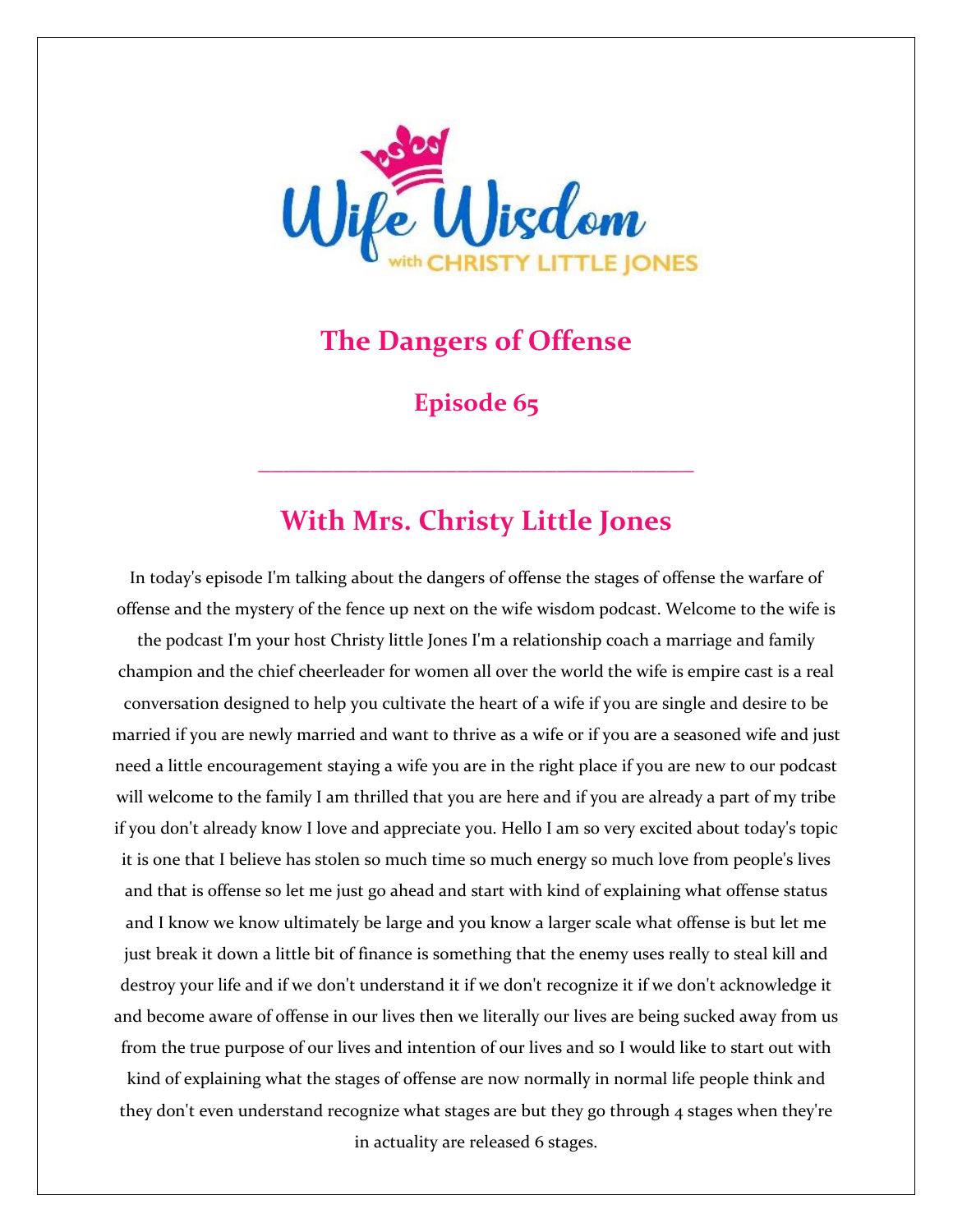# Wife Wisdom

with CHRISTY LITTLE JONES

## The Dangers of Offense

### Episode 65

---

## With Mrs. Christy Little Jones

In today's episode I'm talking about the dangers of offense the stages of offense the warfare of offense and the mystery of the fence up next on the wife wisdom podcast. Welcome to the wife is the podcast I'm your host Christy little Jones I'm a relationship coach a marriage and family champion and the chief cheerleader for women all over the world the wife is empire cast is a real conversation designed to help you cultivate the heart of a wife if you are single and desire to be married if you are newly married and want to thrive as a wife or if you are a seasoned wife and just need a little encouragement staying a wife you are in the right place if you are new to our podcast will welcome to the family I am thrilled that you are here and if you are already a part of my tribe if you don't already know I love and appreciate you. Hello I am so very excited about today's topic it is one that I believe has stolen so much time so much energy so much love from people's lives and that is offense so let me just go ahead and start with kind of explaining what offense status and I know we know ultimately be large and you know a larger scale what offense is but let me just break it down a little bit of finance is something that the enemy uses really to steal kill and destroy your life and if we don't understand it if we don't recognize it if we don't acknowledge it and become aware of offense in our lives then we literally our lives are being sucked away from us from the true purpose of our lives and intention of our lives and so I would like to start out with kind of explaining what the stages of offense are now normally in normal life people think and they don't even understand recognize what stages are but they go through 4 stages when they're in actuality are released 6 stages.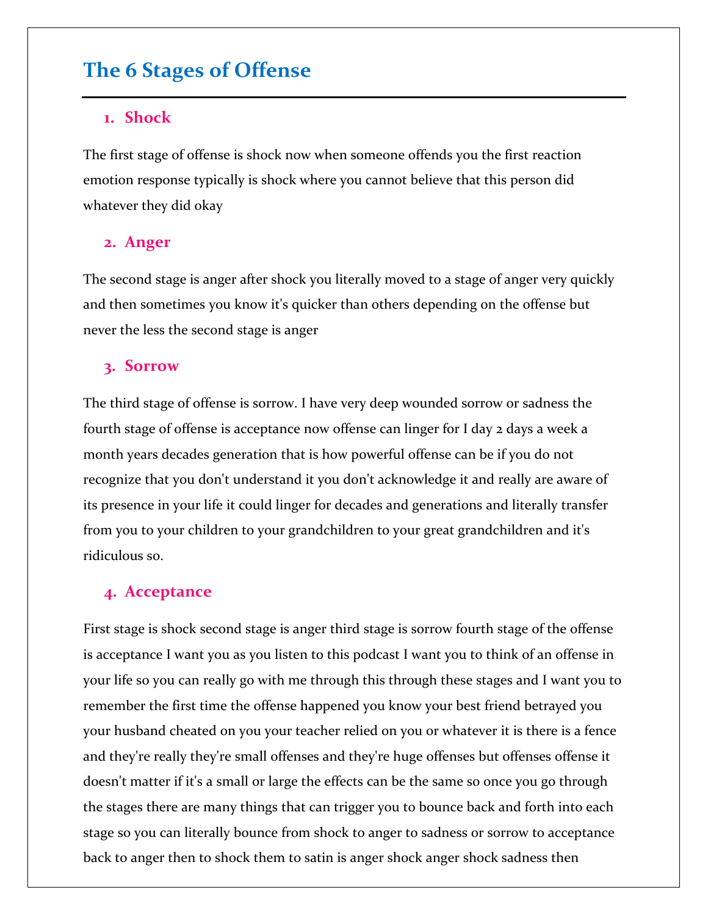# The 6 Stages of Offense

## 1. Shock

The first stage of offense is shock now when someone offends you the first reaction emotion response typically is shock where you cannot believe that this person did whatever they did okay

## 2. Anger

The second stage is anger after shock you literally moved to a stage of anger very quickly and then sometimes you know it's quicker than others depending on the offense but never the less the second stage is anger

## 3. Sorrow

The third stage of offense is sorrow. I have very deep wounded sorrow or sadness the fourth stage of offense is acceptance now offense can linger for I day 2 days a week a month years decades generation that is how powerful offense can be if you do not recognize that you don't understand it you don't acknowledge it and really are aware of its presence in your life it could linger for decades and generations and literally transfer from you to your children to your grandchildren to your great grandchildren and it's ridiculous so.

## 4. Acceptance

First stage is shock second stage is anger third stage is sorrow fourth stage of the offense is acceptance I want you as you listen to this podcast I want you to think of an offense in your life so you can really go with me through this through these stages and I want you to remember the first time the offense happened you know your best friend betrayed you your husband cheated on you your teacher relied on you or whatever it is there is a fence and they're really they're small offenses and they're huge offenses but offenses offense it doesn't matter if it's a small or large the effects can be the same so once you go through the stages there are many things that can trigger you to bounce back and forth into each stage so you can literally bounce from shock to anger to sadness or sorrow to acceptance back to anger then to shock them to satin is anger shock anger shock sadness then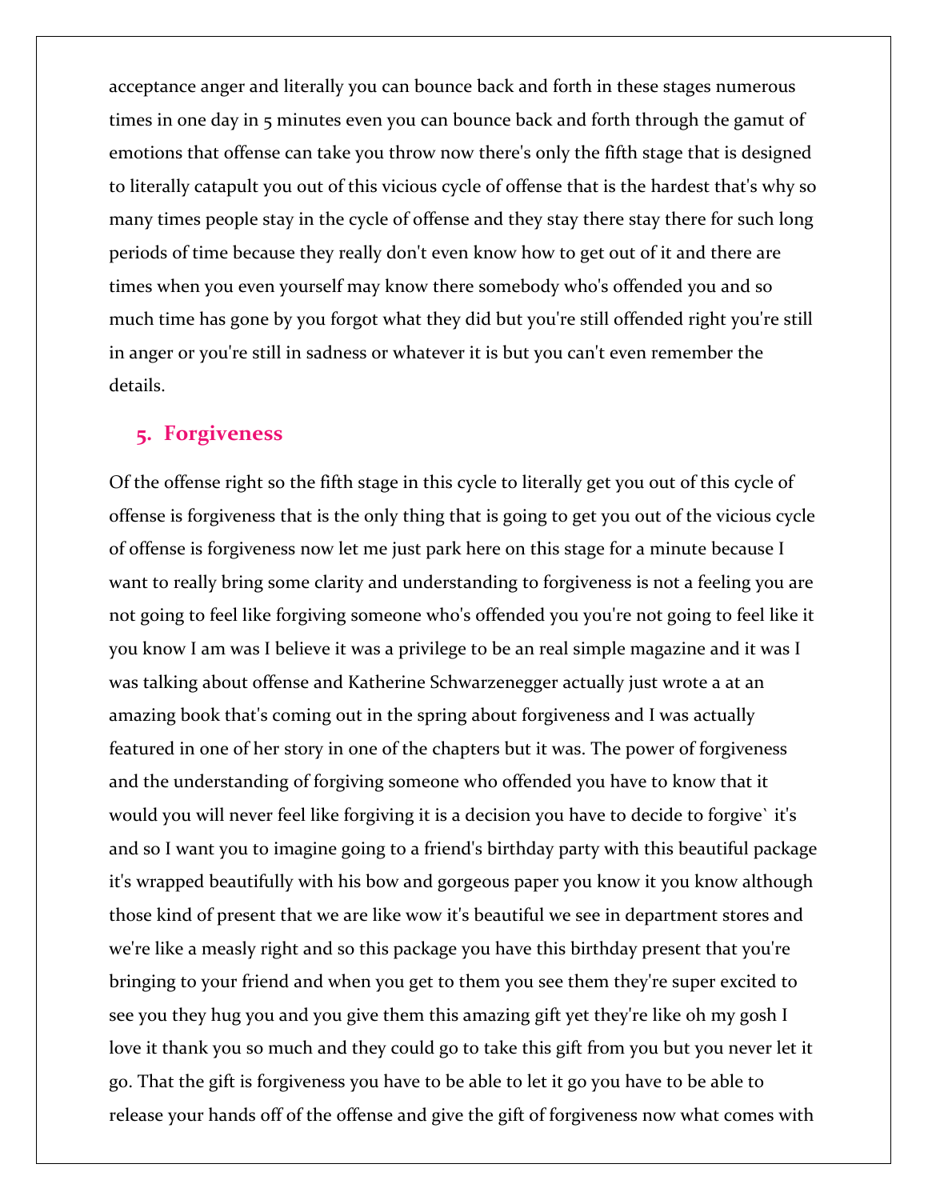acceptance anger and literally you can bounce back and forth in these stages numerous times in one day in 5 minutes even you can bounce back and forth through the gamut of emotions that offense can take you throw now there's only the fifth stage that is designed to literally catapult you out of this vicious cycle of offense that is the hardest that's why so many times people stay in the cycle of offense and they stay there stay there for such long periods of time because they really don't even know how to get out of it and there are times when you even yourself may know there somebody who's offended you and so much time has gone by you forgot what they did but you're still offended right you're still in anger or you're still in sadness or whatever it is but you can't even remember the details.

## 5. Forgiveness

Of the offense right so the fifth stage in this cycle to literally get you out of this cycle of offense is forgiveness that is the only thing that is going to get you out of the vicious cycle of offense is forgiveness now let me just park here on this stage for a minute because I want to really bring some clarity and understanding to forgiveness is not a feeling you are not going to feel like forgiving someone who's offended you you're not going to feel like it you know I am was I believe it was a privilege to be an real simple magazine and it was I was talking about offense and Katherine Schwarzenegger actually just wrote a at an amazing book that's coming out in the spring about forgiveness and I was actually featured in one of her story in one of the chapters but it was. The power of forgiveness and the understanding of forgiving someone who offended you have to know that it would you will never feel like forgiving it is a decision you have to decide to forgive` it's and so I want you to imagine going to a friend's birthday party with this beautiful package it's wrapped beautifully with his bow and gorgeous paper you know it you know although those kind of present that we are like wow it's beautiful we see in department stores and we're like a measly right and so this package you have this birthday present that you're bringing to your friend and when you get to them you see them they're super excited to see you they hug you and you give them this amazing gift yet they're like oh my gosh I love it thank you so much and they could go to take this gift from you but you never let it go. That the gift is forgiveness you have to be able to let it go you have to be able to release your hands off of the offense and give the gift of forgiveness now what comes with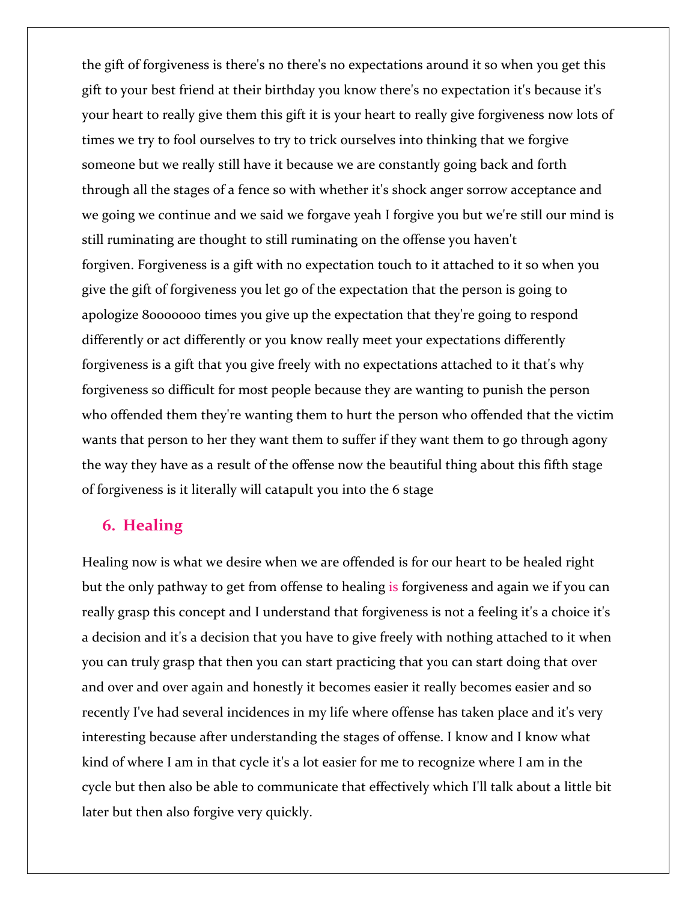the gift of forgiveness is there's no there's no expectations around it so when you get this gift to your best friend at their birthday you know there's no expectation it's because it's your heart to really give them this gift it is your heart to really give forgiveness now lots of times we try to fool ourselves to try to trick ourselves into thinking that we forgive someone but we really still have it because we are constantly going back and forth through all the stages of a fence so with whether it's shock anger sorrow acceptance and we going we continue and we said we forgave yeah I forgive you but we're still our mind is still ruminating are thought to still ruminating on the offense you haven't forgiven. Forgiveness is a gift with no expectation touch to it attached to it so when you give the gift of forgiveness you let go of the expectation that the person is going to apologize 8000000 times you give up the expectation that they're going to respond differently or act differently or you know really meet your expectations differently forgiveness is a gift that you give freely with no expectations attached to it that's why forgiveness so difficult for most people because they are wanting to punish the person who offended them they're wanting them to hurt the person who offended that the victim wants that person to her they want them to suffer if they want them to go through agony the way they have as a result of the offense now the beautiful thing about this fifth stage of forgiveness is it literally will catapult you into the 6 stage

## 6. Healing

Healing now is what we desire when we are offended is for our heart to be healed right but the only pathway to get from offense to healing is forgiveness and again we if you can really grasp this concept and I understand that forgiveness is not a feeling it's a choice it's a decision and it's a decision that you have to give freely with nothing attached to it when you can truly grasp that then you can start practicing that you can start doing that over and over and over again and honestly it becomes easier it really becomes easier and so recently I've had several incidences in my life where offense has taken place and it's very interesting because after understanding the stages of offense. I know and I know what kind of where I am in that cycle it's a lot easier for me to recognize where I am in the cycle but then also be able to communicate that effectively which I'll talk about a little bit later but then also forgive very quickly.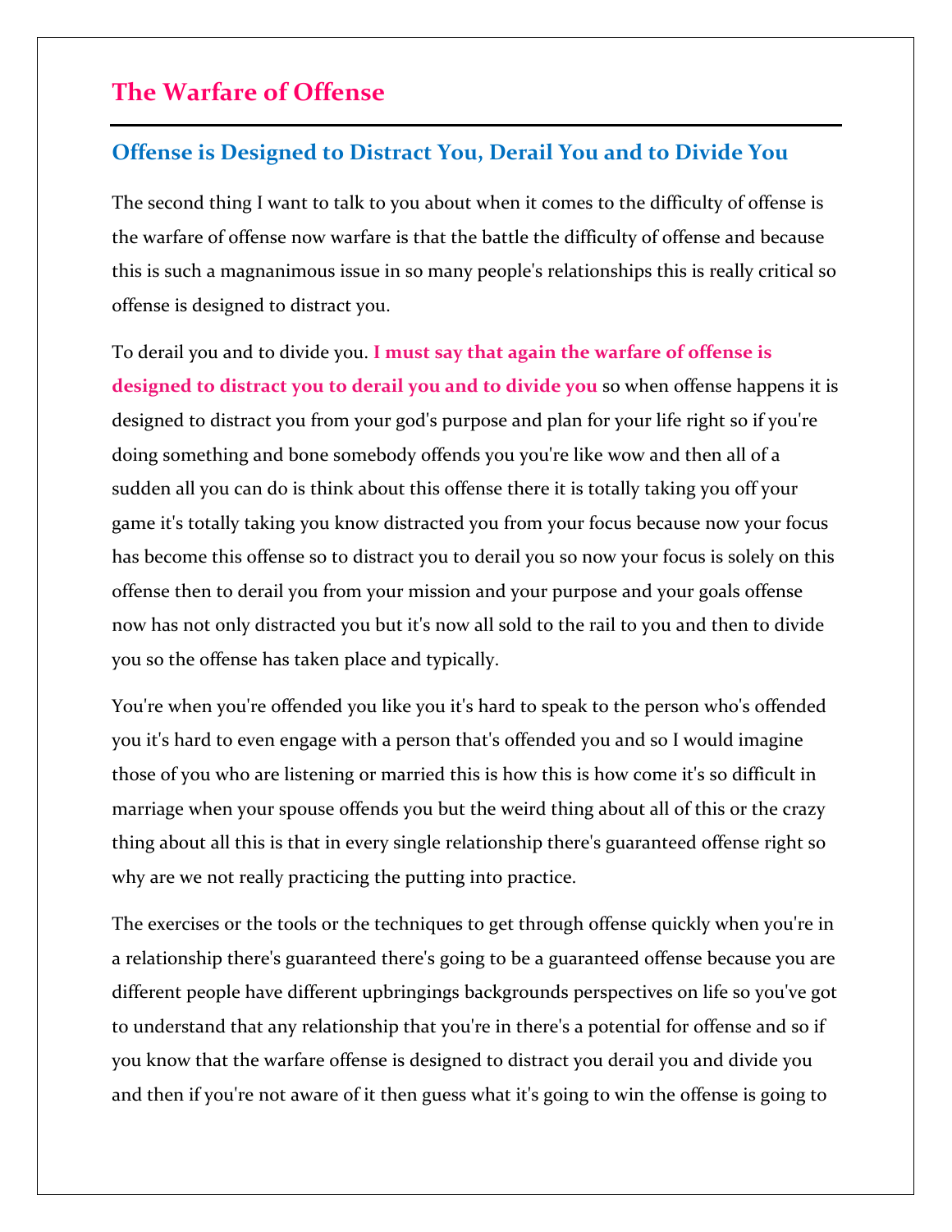## The Warfare of Offense

### Offense is Designed to Distract You, Derail You and to Divide You

The second thing I want to talk to you about when it comes to the difficulty of offense is the warfare of offense now warfare is that the battle the difficulty of offense and because this is such a magnanimous issue in so many people's relationships this is really critical so offense is designed to distract you.

To derail you and to divide you. **I must say that again the warfare of offense is designed to distract you to derail you and to divide you** so when offense happens it is designed to distract you from your god's purpose and plan for your life right so if you're doing something and bone somebody offends you you're like wow and then all of a sudden all you can do is think about this offense there it is totally taking you off your game it's totally taking you know distracted you from your focus because now your focus has become this offense so to distract you to derail you so now your focus is solely on this offense then to derail you from your mission and your purpose and your goals offense now has not only distracted you but it's now all sold to the rail to you and then to divide you so the offense has taken place and typically.

You're when you're offended you like you it's hard to speak to the person who's offended you it's hard to even engage with a person that's offended you and so I would imagine those of you who are listening or married this is how this is how come it's so difficult in marriage when your spouse offends you but the weird thing about all of this or the crazy thing about all this is that in every single relationship there's guaranteed offense right so why are we not really practicing the putting into practice.

The exercises or the tools or the techniques to get through offense quickly when you're in a relationship there's guaranteed there's going to be a guaranteed offense because you are different people have different upbringings backgrounds perspectives on life so you've got to understand that any relationship that you're in there's a potential for offense and so if you know that the warfare offense is designed to distract you derail you and divide you and then if you're not aware of it then guess what it's going to win the offense is going to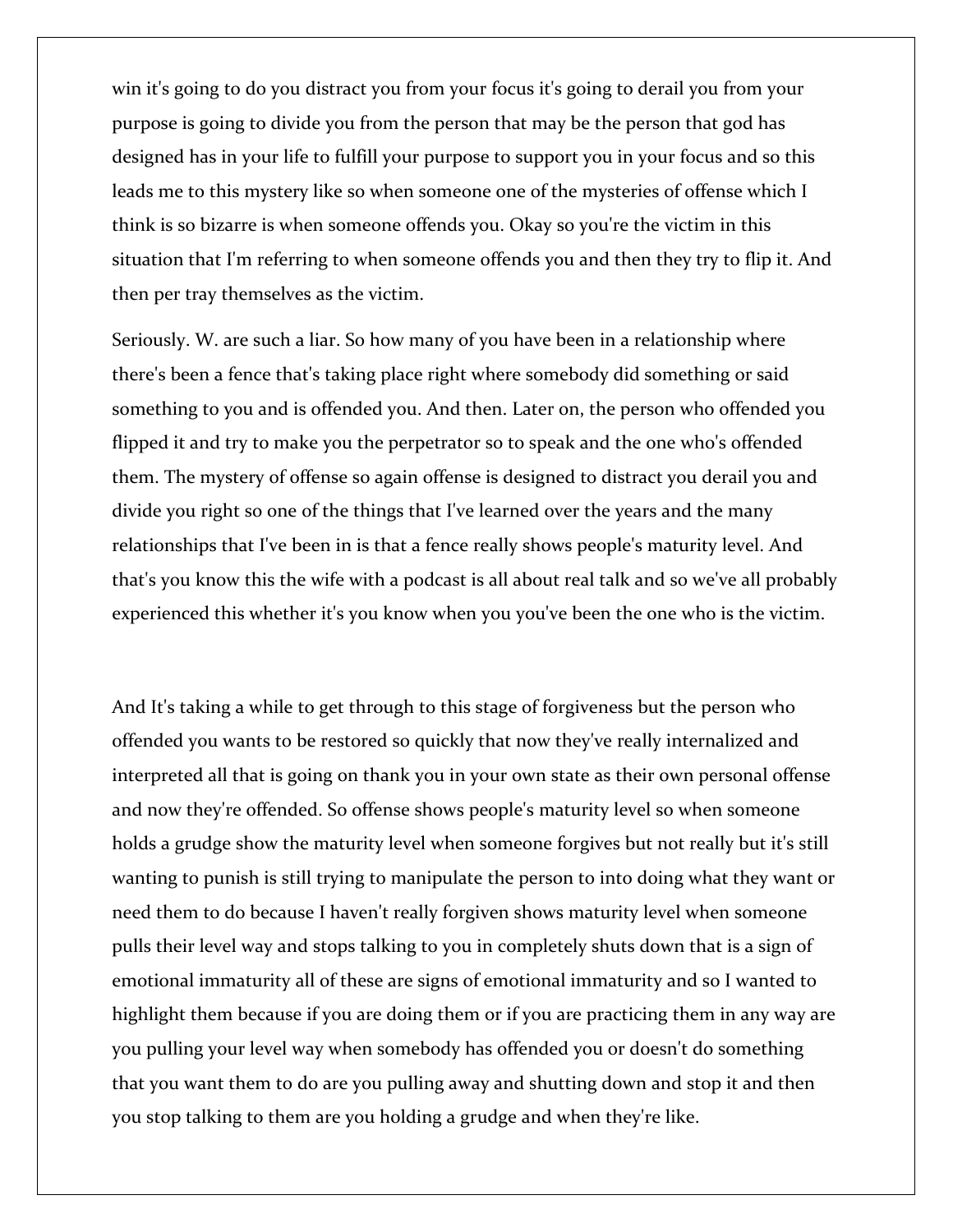win it's going to do you distract you from your focus it's going to derail you from your purpose is going to divide you from the person that may be the person that god has designed has in your life to fulfill your purpose to support you in your focus and so this leads me to this mystery like so when someone one of the mysteries of offense which I think is so bizarre is when someone offends you. Okay so you're the victim in this situation that I'm referring to when someone offends you and then they try to flip it. And then per tray themselves as the victim.

Seriously. W. are such a liar. So how many of you have been in a relationship where there's been a fence that's taking place right where somebody did something or said something to you and is offended you. And then. Later on, the person who offended you flipped it and try to make you the perpetrator so to speak and the one who's offended them. The mystery of offense so again offense is designed to distract you derail you and divide you right so one of the things that I've learned over the years and the many relationships that I've been in is that a fence really shows people's maturity level. And that's you know this the wife with a podcast is all about real talk and so we've all probably experienced this whether it's you know when you you've been the one who is the victim.

And It's taking a while to get through to this stage of forgiveness but the person who offended you wants to be restored so quickly that now they've really internalized and interpreted all that is going on thank you in your own state as their own personal offense and now they're offended. So offense shows people's maturity level so when someone holds a grudge show the maturity level when someone forgives but not really but it's still wanting to punish is still trying to manipulate the person to into doing what they want or need them to do because I haven't really forgiven shows maturity level when someone pulls their level way and stops talking to you in completely shuts down that is a sign of emotional immaturity all of these are signs of emotional immaturity and so I wanted to highlight them because if you are doing them or if you are practicing them in any way are you pulling your level way when somebody has offended you or doesn't do something that you want them to do are you pulling away and shutting down and stop it and then you stop talking to them are you holding a grudge and when they're like.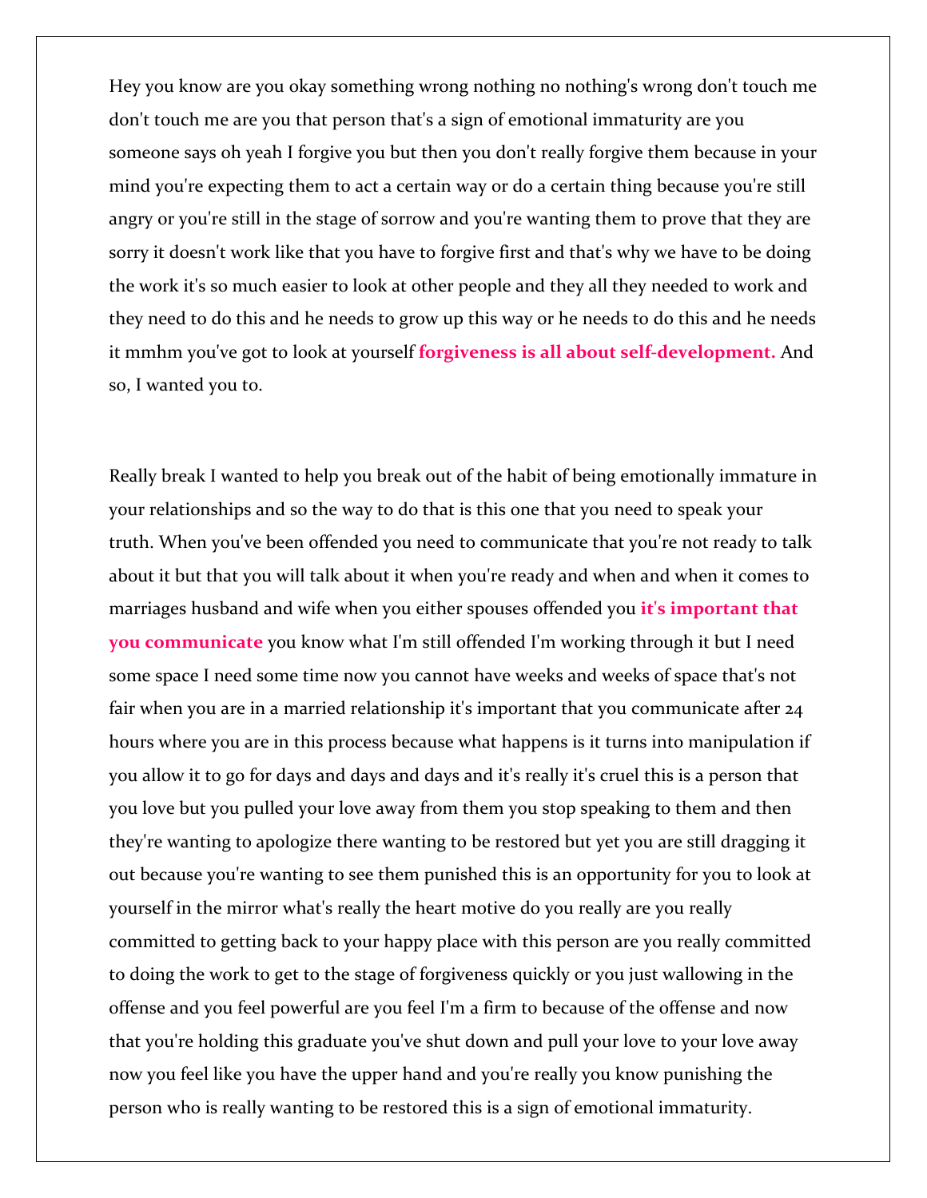Hey you know are you okay something wrong nothing no nothing's wrong don't touch me don't touch me are you that person that's a sign of emotional immaturity are you someone says oh yeah I forgive you but then you don't really forgive them because in your mind you're expecting them to act a certain way or do a certain thing because you're still angry or you're still in the stage of sorrow and you're wanting them to prove that they are sorry it doesn't work like that you have to forgive first and that's why we have to be doing the work it's so much easier to look at other people and they all they needed to work and they need to do this and he needs to grow up this way or he needs to do this and he needs it mmhm you've got to look at yourself **forgiveness is all about self-development.** And so, I wanted you to.

Really break I wanted to help you break out of the habit of being emotionally immature in your relationships and so the way to do that is this one that you need to speak your truth. When you've been offended you need to communicate that you're not ready to talk about it but that you will talk about it when you're ready and when and when it comes to marriages husband and wife when you either spouses offended you **it's important that you communicate** you know what I'm still offended I'm working through it but I need some space I need some time now you cannot have weeks and weeks of space that's not fair when you are in a married relationship it's important that you communicate after 24 hours where you are in this process because what happens is it turns into manipulation if you allow it to go for days and days and days and it's really it's cruel this is a person that you love but you pulled your love away from them you stop speaking to them and then they're wanting to apologize there wanting to be restored but yet you are still dragging it out because you're wanting to see them punished this is an opportunity for you to look at yourself in the mirror what's really the heart motive do you really are you really committed to getting back to your happy place with this person are you really committed to doing the work to get to the stage of forgiveness quickly or you just wallowing in the offense and you feel powerful are you feel I'm a firm to because of the offense and now that you're holding this graduate you've shut down and pull your love to your love away now you feel like you have the upper hand and you're really you know punishing the person who is really wanting to be restored this is a sign of emotional immaturity.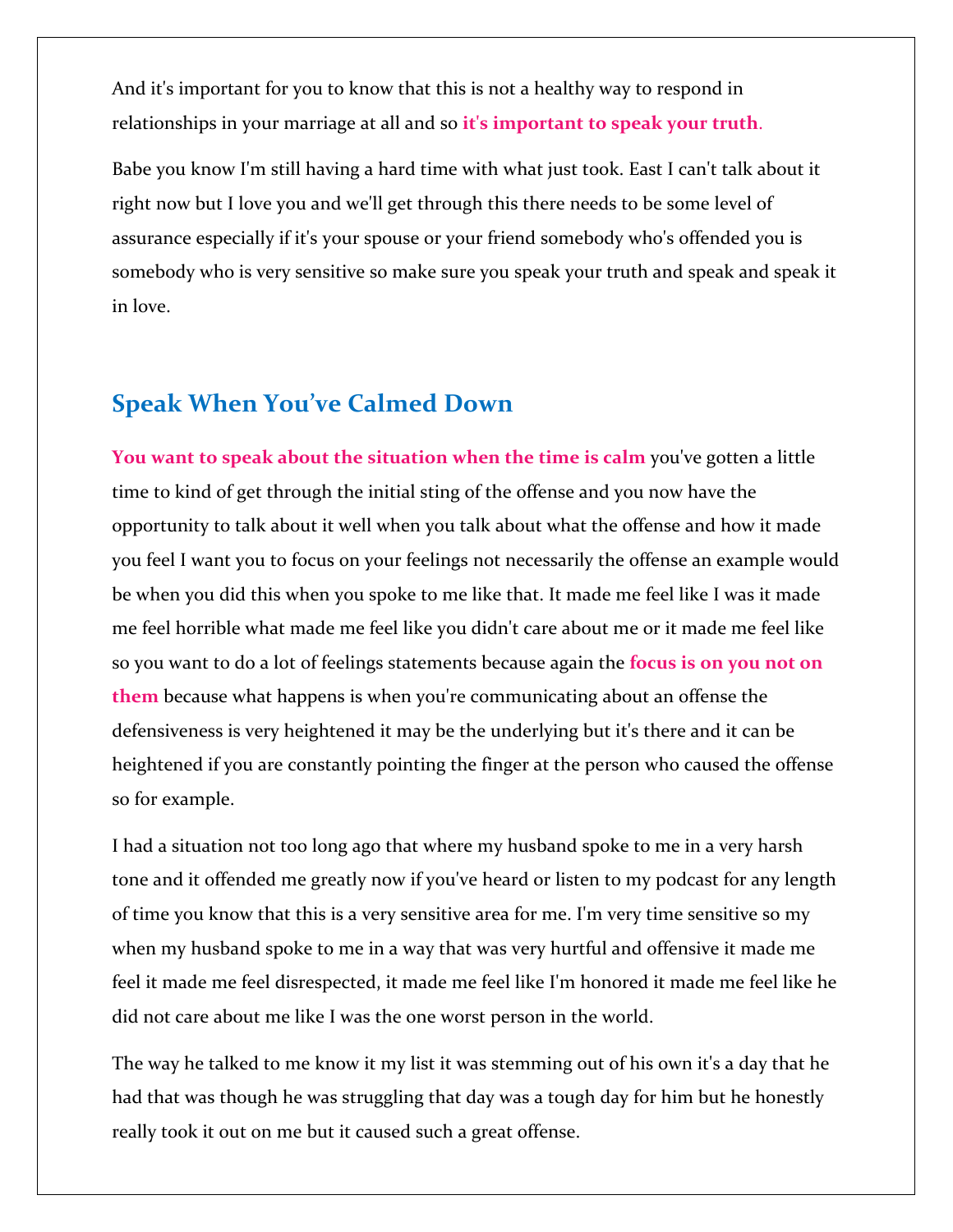And it's important for you to know that this is not a healthy way to respond in relationships in your marriage at all and so **it's important to speak your truth**.

Babe you know I'm still having a hard time with what just took. East I can't talk about it right now but I love you and we'll get through this there needs to be some level of assurance especially if it's your spouse or your friend somebody who's offended you is somebody who is very sensitive so make sure you speak your truth and speak and speak it in love.

## Speak When You've Calmed Down

**You want to speak about the situation when the time is calm** you've gotten a little time to kind of get through the initial sting of the offense and you now have the opportunity to talk about it well when you talk about what the offense and how it made you feel I want you to focus on your feelings not necessarily the offense an example would be when you did this when you spoke to me like that. It made me feel like I was it made me feel horrible what made me feel like you didn't care about me or it made me feel like so you want to do a lot of feelings statements because again the **focus is on you not on them** because what happens is when you're communicating about an offense the defensiveness is very heightened it may be the underlying but it's there and it can be heightened if you are constantly pointing the finger at the person who caused the offense so for example.

I had a situation not too long ago that where my husband spoke to me in a very harsh tone and it offended me greatly now if you've heard or listen to my podcast for any length of time you know that this is a very sensitive area for me. I'm very time sensitive so my when my husband spoke to me in a way that was very hurtful and offensive it made me feel it made me feel disrespected, it made me feel like I'm honored it made me feel like he did not care about me like I was the one worst person in the world.

The way he talked to me know it my list it was stemming out of his own it's a day that he had that was though he was struggling that day was a tough day for him but he honestly really took it out on me but it caused such a great offense.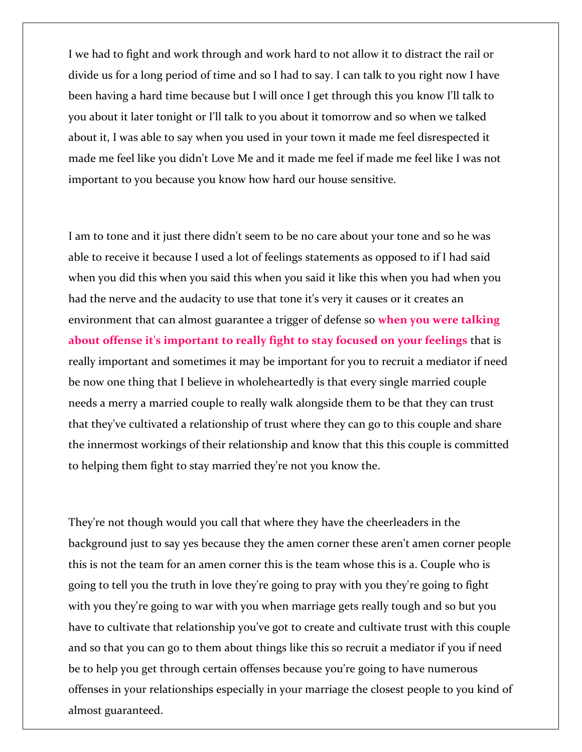I we had to fight and work through and work hard to not allow it to distract the rail or divide us for a long period of time and so I had to say. I can talk to you right now I have been having a hard time because but I will once I get through this you know I'll talk to you about it later tonight or I'll talk to you about it tomorrow and so when we talked about it, I was able to say when you used in your town it made me feel disrespected it made me feel like you didn't Love Me and it made me feel if made me feel like I was not important to you because you know how hard our house sensitive.

I am to tone and it just there didn't seem to be no care about your tone and so he was able to receive it because I used a lot of feelings statements as opposed to if I had said when you did this when you said this when you said it like this when you had when you had the nerve and the audacity to use that tone it's very it causes or it creates an environment that can almost guarantee a trigger of defense so **when you were talking about offense it's important to really fight to stay focused on your feelings** that is really important and sometimes it may be important for you to recruit a mediator if need be now one thing that I believe in wholeheartedly is that every single married couple needs a merry a married couple to really walk alongside them to be that they can trust that they've cultivated a relationship of trust where they can go to this couple and share the innermost workings of their relationship and know that this this couple is committed to helping them fight to stay married they're not you know the.

They're not though would you call that where they have the cheerleaders in the background just to say yes because they the amen corner these aren't amen corner people this is not the team for an amen corner this is the team whose this is a. Couple who is going to tell you the truth in love they're going to pray with you they're going to fight with you they're going to war with you when marriage gets really tough and so but you have to cultivate that relationship you've got to create and cultivate trust with this couple and so that you can go to them about things like this so recruit a mediator if you if need be to help you get through certain offenses because you're going to have numerous offenses in your relationships especially in your marriage the closest people to you kind of almost guaranteed.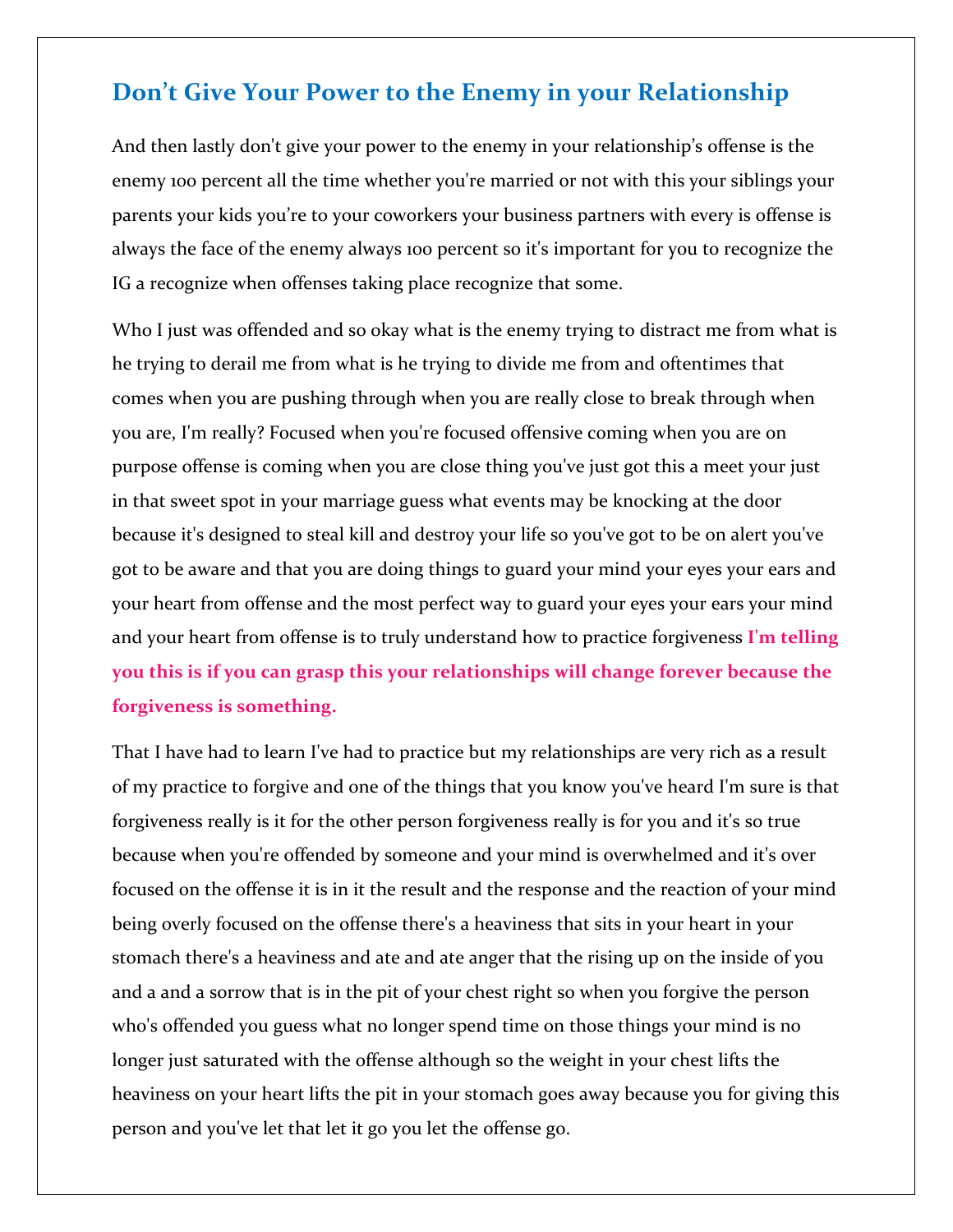## Don't Give Your Power to the Enemy in your Relationship

And then lastly don't give your power to the enemy in your relationship's offense is the enemy 100 percent all the time whether you're married or not with this your siblings your parents your kids you're to your coworkers your business partners with every is offense is always the face of the enemy always 100 percent so it's important for you to recognize the IG a recognize when offenses taking place recognize that some.

Who I just was offended and so okay what is the enemy trying to distract me from what is he trying to derail me from what is he trying to divide me from and oftentimes that comes when you are pushing through when you are really close to break through when you are, I'm really? Focused when you're focused offensive coming when you are on purpose offense is coming when you are close thing you've just got this a meet your just in that sweet spot in your marriage guess what events may be knocking at the door because it's designed to steal kill and destroy your life so you've got to be on alert you've got to be aware and that you are doing things to guard your mind your eyes your ears and your heart from offense and the most perfect way to guard your eyes your ears your mind and your heart from offense is to truly understand how to practice forgiveness **I'm telling you this is if you can grasp this your relationships will change forever because the forgiveness is something.**

That I have had to learn I've had to practice but my relationships are very rich as a result of my practice to forgive and one of the things that you know you've heard I'm sure is that forgiveness really is it for the other person forgiveness really is for you and it's so true because when you're offended by someone and your mind is overwhelmed and it's over focused on the offense it is in it the result and the response and the reaction of your mind being overly focused on the offense there's a heaviness that sits in your heart in your stomach there's a heaviness and ate and ate anger that the rising up on the inside of you and a and a sorrow that is in the pit of your chest right so when you forgive the person who's offended you guess what no longer spend time on those things your mind is no longer just saturated with the offense although so the weight in your chest lifts the heaviness on your heart lifts the pit in your stomach goes away because you for giving this person and you've let that let it go you let the offense go.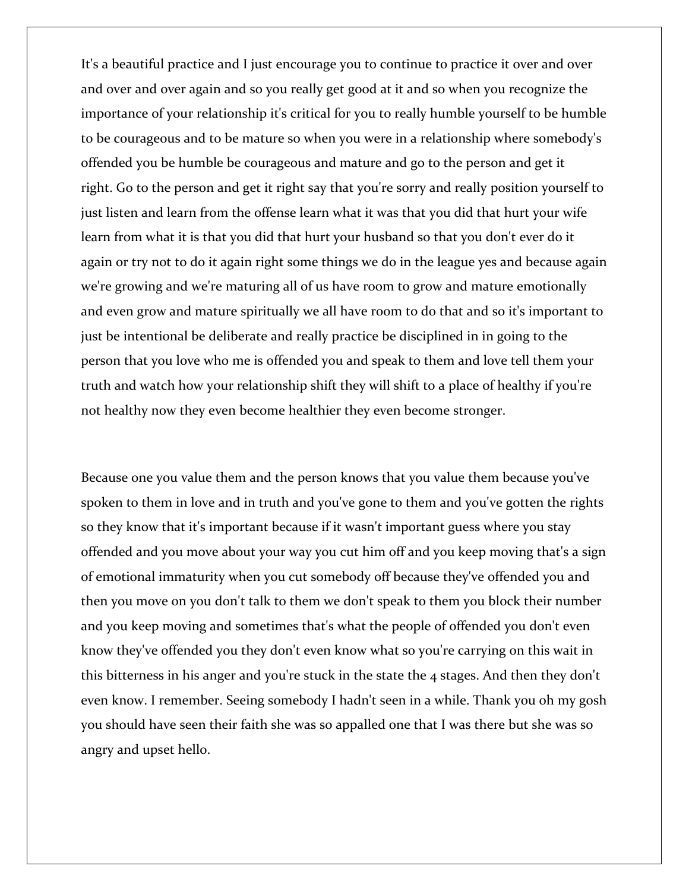It's a beautiful practice and I just encourage you to continue to practice it over and over and over and over and over again and so you really get good at it and so when you recognize the importance of your relationship it's critical for you to really humble yourself to be humble to be courageous and to be mature so when you were in a relationship where somebody's offended you be humble be courageous and mature and go to the person and get it right. Go to the person and get it right say that you're sorry and really position yourself to just listen and learn from the offense learn what it was that you did that hurt your wife learn from what it is that you did that hurt your husband so that you don't ever do it again or try not to do it again right some things we do in the league yes and because again we're growing and we're maturing all of us have room to grow and mature emotionally and even grow and mature spiritually we all have room to do that and so it's important to just be intentional be deliberate and really practice be disciplined in in going to the person that you love who me is offended you and speak to them and love tell them your truth and watch how your relationship shift they will shift to a place of healthy if you're not healthy now they even become healthier they even become stronger.

Because one you value them and the person knows that you value them because you've spoken to them in love and in truth and you've gone to them and you've gotten the rights so they know that it's important because if it wasn't important guess where you stay offended and you move about your way you cut him off and you keep moving that's a sign of emotional immaturity when you cut somebody off because they've offended you and then you move on you don't talk to them we don't speak to them you block their number and you keep moving and sometimes that's what the people of offended you don't even know they've offended you they don't even know what so you're carrying on this wait in this bitterness in his anger and you're stuck in the state the 4 stages. And then they don't even know. I remember. Seeing somebody I hadn't seen in a while. Thank you oh my gosh you should have seen their faith she was so appalled one that I was there but she was so angry and upset hello.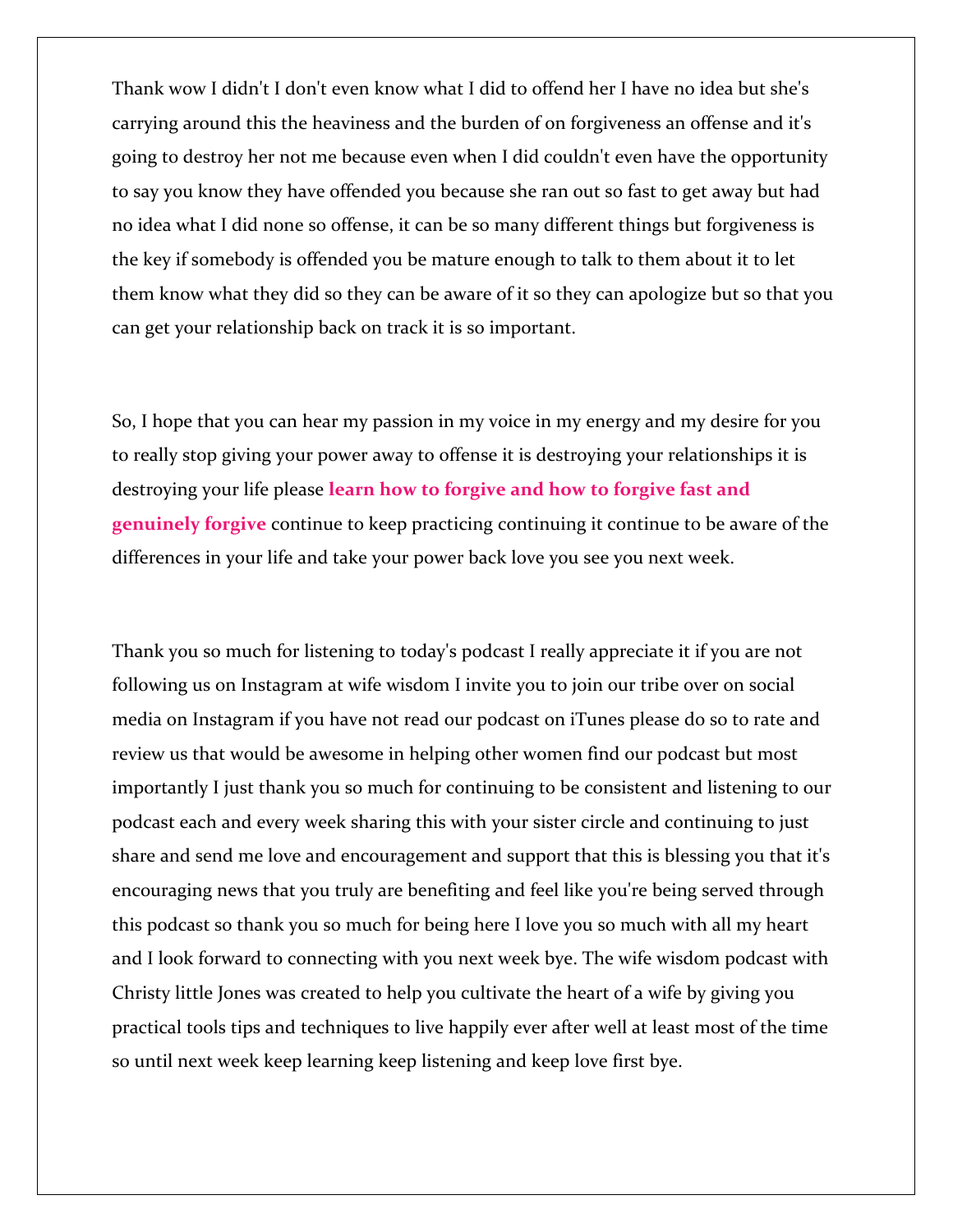Thank wow I didn't I don't even know what I did to offend her I have no idea but she's carrying around this the heaviness and the burden of on forgiveness an offense and it's going to destroy her not me because even when I did couldn't even have the opportunity to say you know they have offended you because she ran out so fast to get away but had no idea what I did none so offense, it can be so many different things but forgiveness is the key if somebody is offended you be mature enough to talk to them about it to let them know what they did so they can be aware of it so they can apologize but so that you can get your relationship back on track it is so important.

So, I hope that you can hear my passion in my voice in my energy and my desire for you to really stop giving your power away to offense it is destroying your relationships it is destroying your life please **learn how to forgive and how to forgive fast and genuinely forgive** continue to keep practicing continuing it continue to be aware of the differences in your life and take your power back love you see you next week.

Thank you so much for listening to today's podcast I really appreciate it if you are not following us on Instagram at wife wisdom I invite you to join our tribe over on social media on Instagram if you have not read our podcast on iTunes please do so to rate and review us that would be awesome in helping other women find our podcast but most importantly I just thank you so much for continuing to be consistent and listening to our podcast each and every week sharing this with your sister circle and continuing to just share and send me love and encouragement and support that this is blessing you that it's encouraging news that you truly are benefiting and feel like you're being served through this podcast so thank you so much for being here I love you so much with all my heart and I look forward to connecting with you next week bye. The wife wisdom podcast with Christy little Jones was created to help you cultivate the heart of a wife by giving you practical tools tips and techniques to live happily ever after well at least most of the time so until next week keep learning keep listening and keep love first bye.